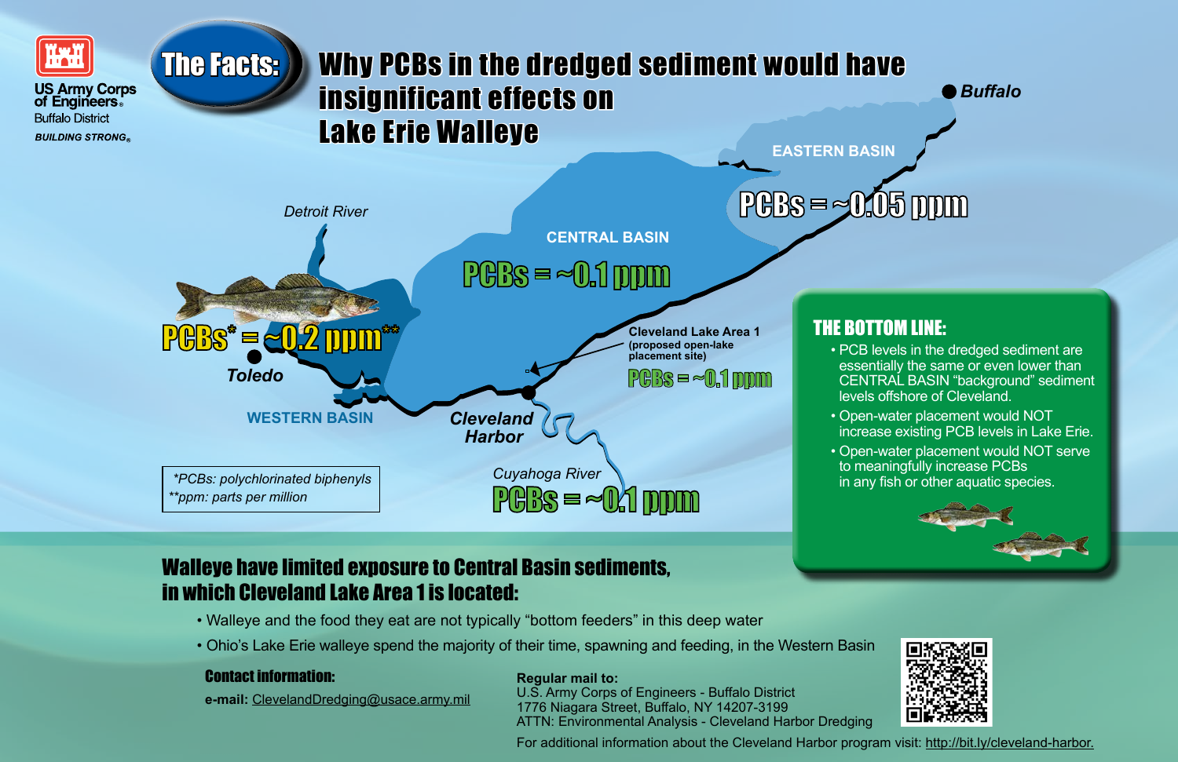US Army Corps of Engineers®
Buffalo District
*BUILDING STRONG®*

# The Facts: Why PCBs in the dredged sediment would have insignificant effects on Lake Erie Walleye

**Buffalo**

**EASTERN BASIN**

PCBs = ~0.05 ppm

*Detroit River*

**CENTRAL BASIN**

PCBs = ~0.1 ppm

PCBs* = ~0.2 ppm**

**Toledo**

**WESTERN BASIN**

**Cleveland Lake Area 1** (proposed open-lake placement site)

PCBs = ~0.1 ppm

**Cleveland Harbor**

*Cuyahoga River*

PCBs = ~0.1 ppm

*\*PCBs: polychlorinated biphenyls*
*\*\*ppm: parts per million*

## THE BOTTOM LINE:

- PCB levels in the dredged sediment are essentially the same or even lower than CENTRAL BASIN "background" sediment levels offshore of Cleveland.
- Open-water placement would NOT increase existing PCB levels in Lake Erie.
- Open-water placement would NOT serve to meaningfully increase PCBs in any fish or other aquatic species.

## Walleye have limited exposure to Central Basin sediments, in which Cleveland Lake Area 1 is located:

- Walleye and the food they eat are not typically "bottom feeders" in this deep water
- Ohio's Lake Erie walleye spend the majority of their time, spawning and feeding, in the Western Basin

### Contact information:

**e-mail:** ClevelandDredging@usace.army.mil

**Regular mail to:**
U.S. Army Corps of Engineers - Buffalo District
1776 Niagara Street, Buffalo, NY 14207-3199
ATTN: Environmental Analysis - Cleveland Harbor Dredging

For additional information about the Cleveland Harbor program visit: http://bit.ly/cleveland-harbor.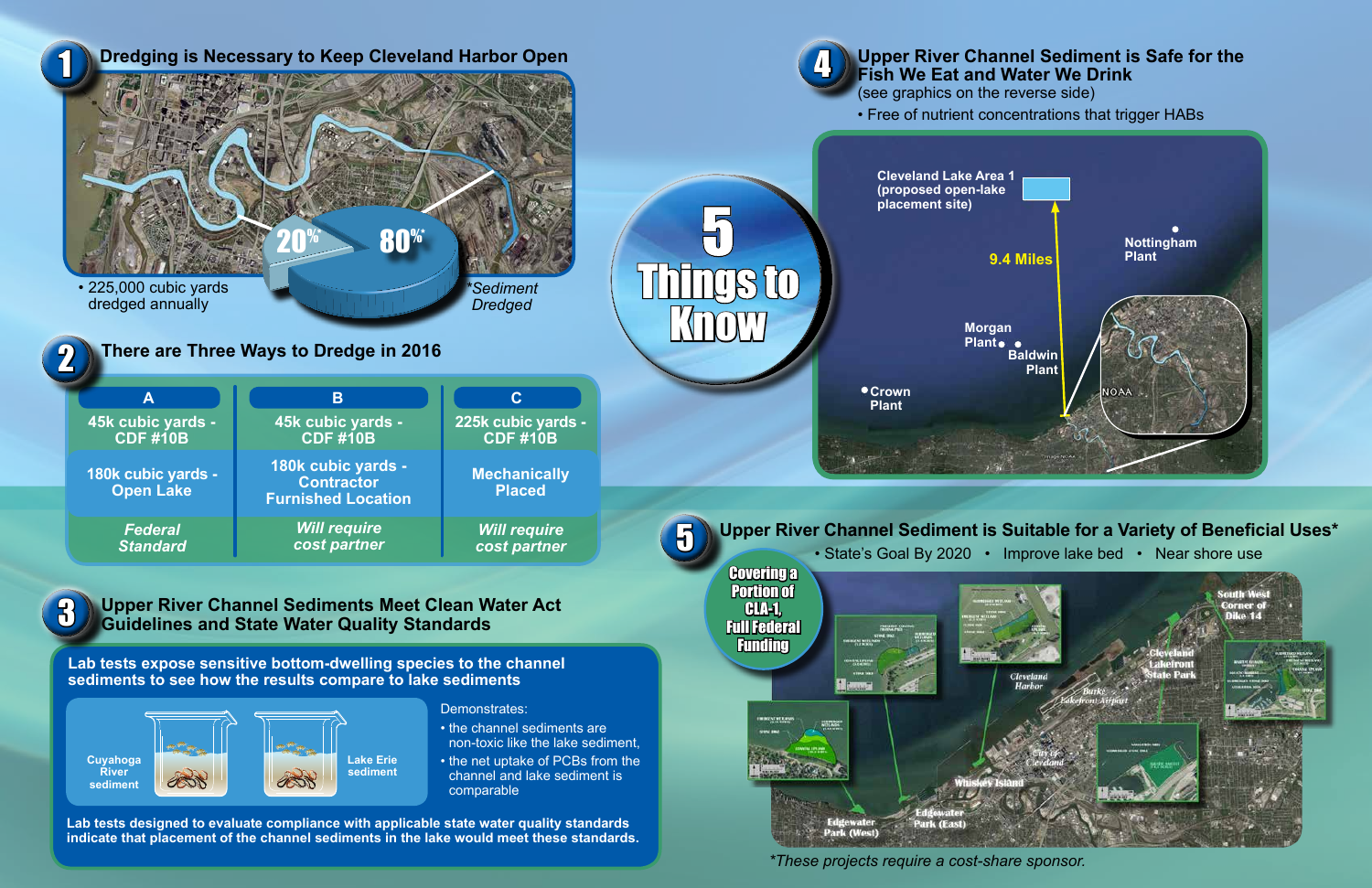# 5 Things to Know

## 1 Dredging is Necessary to Keep Cleveland Harbor Open

20%

80%

*Sediment Dredged

- 225,000 cubic yards dredged annually

## 2 There are Three Ways to Dredge in 2016

| A | B | C |
|---|---|---|
| 45k cubic yards - CDF #10B | 45k cubic yards - CDF #10B | 225k cubic yards - CDF #10B |
| 180k cubic yards - Open Lake | 180k cubic yards - Contractor Furnished Location | Mechanically Placed |
| *Federal Standard* | *Will require cost partner* | *Will require cost partner* |

## 3 Upper River Channel Sediments Meet Clean Water Act Guidelines and State Water Quality Standards

**Lab tests expose sensitive bottom-dwelling species to the channel sediments to see how the results compare to lake sediments**

Cuyahoga River sediment

Lake Erie sediment

Demonstrates:

- the channel sediments are non-toxic like the lake sediment,
- the net uptake of PCBs from the channel and lake sediment is comparable

**Lab tests designed to evaluate compliance with applicable state water quality standards indicate that placement of the channel sediments in the lake would meet these standards.**

## 4 Upper River Channel Sediment is Safe for the Fish We Eat and Water We Drink

(see graphics on the reverse side)

- Free of nutrient concentrations that trigger HABs

Cleveland Lake Area 1 (proposed open-lake placement site)

9.4 Miles

Nottingham Plant

Morgan Plant

Baldwin Plant

Crown Plant

NOAA

## 5 Upper River Channel Sediment is Suitable for a Variety of Beneficial Uses*

- State's Goal By 2020
- Improve lake bed
- Near shore use

Covering a Portion of CLA-1, Full Federal Funding

South West Corner of Dike 14

Cleveland Lakefront State Park

Cleveland Harbor

Burke Lakefront Airport

City of Cleveland

Whiskey Island

Edgewater Park (West)

Edgewater Park (East)

*These projects require a cost-share sponsor.*